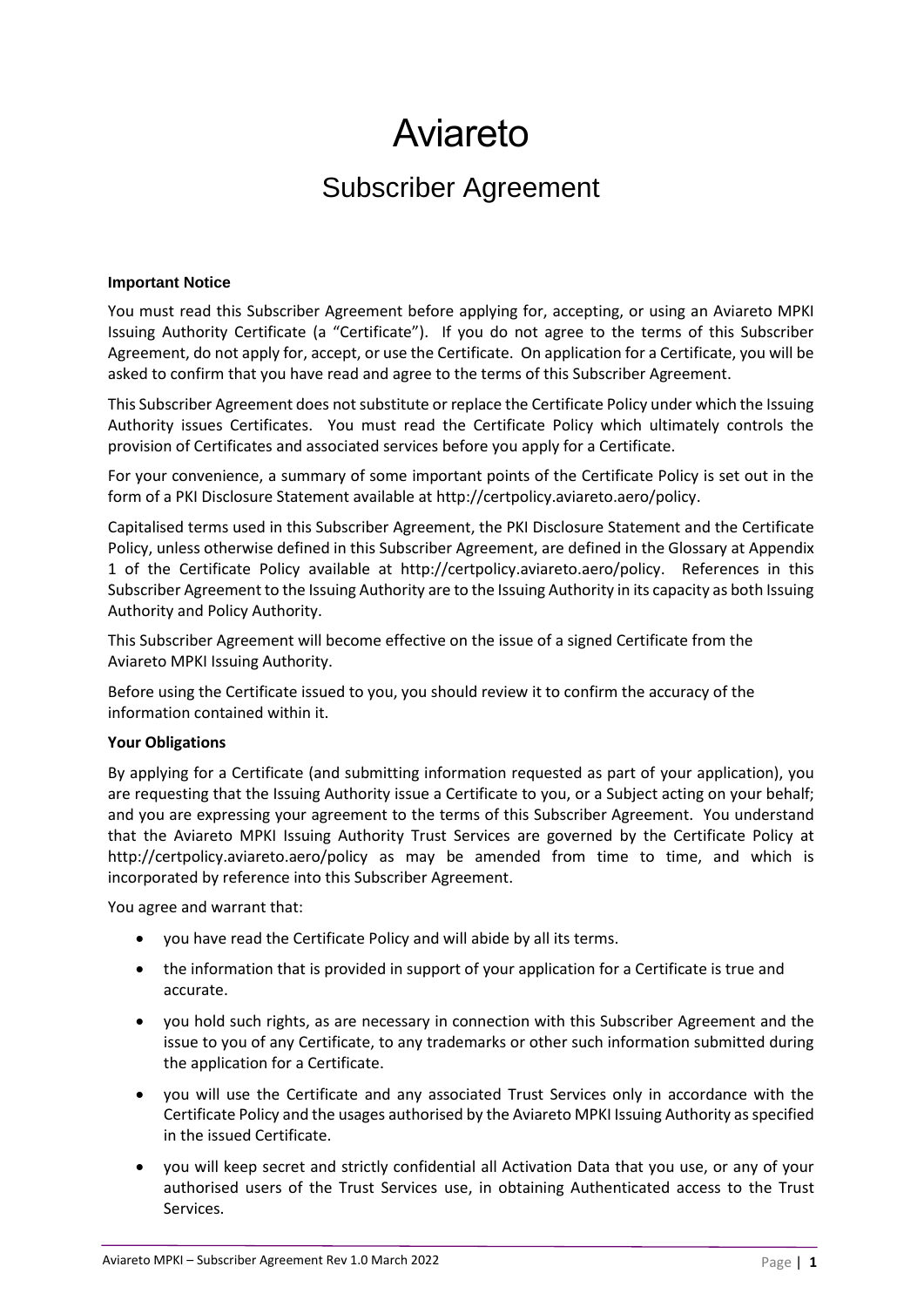# Aviareto

## Subscriber Agreement

**Important Notice**

You must read this Subscriber Agreement before applying for, accepting, or using an Aviareto MPKI Issuing Authority Certificate (a "Certificate"). If you do not agree to the terms of this Subscriber Agreement, do not apply for, accept, or use the Certificate. On application for a Certificate, you will be asked to confirm that you have read and agree to the terms of this Subscriber Agreement.

This Subscriber Agreement does not substitute or replace the Certificate Policy under which the Issuing Authority issues Certificates. You must read the Certificate Policy which ultimately controls the provision of Certificates and associated services before you apply for a Certificate.

For your convenience, a summary of some important points of the Certificate Policy is set out in the form of a PKI Disclosure Statement available at http://certpolicy.aviareto.aero/policy.

Capitalised terms used in this Subscriber Agreement, the PKI Disclosure Statement and the Certificate Policy, unless otherwise defined in this Subscriber Agreement, are defined in the Glossary at Appendix 1 of the Certificate Policy available at http://certpolicy.aviareto.aero/policy. References in this Subscriber Agreement to the Issuing Authority are to the Issuing Authority in its capacity as both Issuing Authority and Policy Authority.

This Subscriber Agreement will become effective on the issue of a signed Certificate from the Aviareto MPKI Issuing Authority.

Before using the Certificate issued to you, you should review it to confirm the accuracy of the information contained within it.

**Your Obligations**

By applying for a Certificate (and submitting information requested as part of your application), you are requesting that the Issuing Authority issue a Certificate to you, or a Subject acting on your behalf; and you are expressing your agreement to the terms of this Subscriber Agreement. You understand that the Aviareto MPKI Issuing Authority Trust Services are governed by the Certificate Policy at http://certpolicy.aviareto.aero/policy as may be amended from time to time, and which is incorporated by reference into this Subscriber Agreement.

You agree and warrant that:

- you have read the Certificate Policy and will abide by all its terms.
- the information that is provided in support of your application for a Certificate is true and accurate.
- you hold such rights, as are necessary in connection with this Subscriber Agreement and the issue to you of any Certificate, to any trademarks or other such information submitted during the application for a Certificate.
- you will use the Certificate and any associated Trust Services only in accordance with the Certificate Policy and the usages authorised by the Aviareto MPKI Issuing Authority as specified in the issued Certificate.
- you will keep secret and strictly confidential all Activation Data that you use, or any of your authorised users of the Trust Services use, in obtaining Authenticated access to the Trust Services.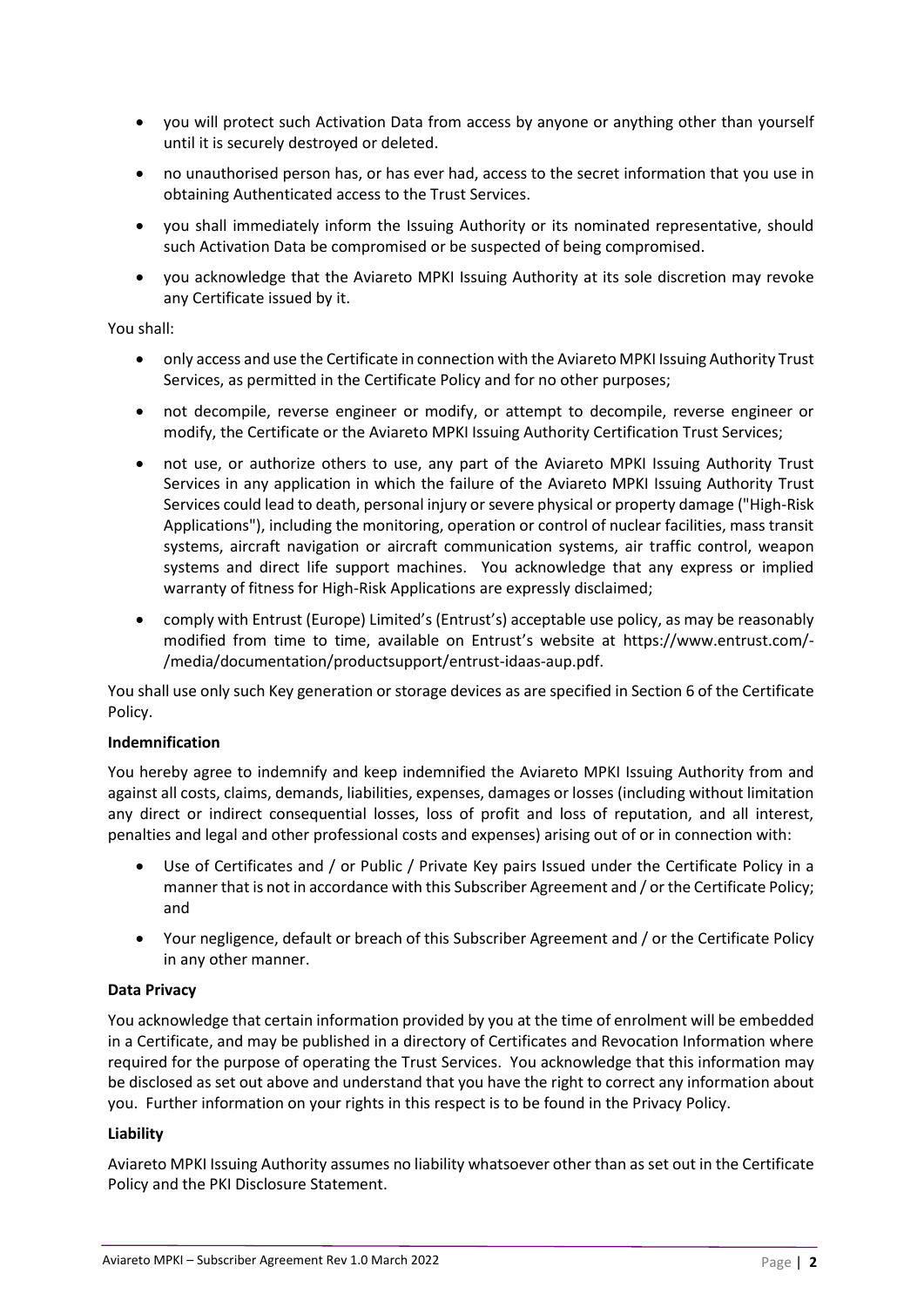- you will protect such Activation Data from access by anyone or anything other than yourself until it is securely destroyed or deleted.
- no unauthorised person has, or has ever had, access to the secret information that you use in obtaining Authenticated access to the Trust Services.
- you shall immediately inform the Issuing Authority or its nominated representative, should such Activation Data be compromised or be suspected of being compromised.
- you acknowledge that the Aviareto MPKI Issuing Authority at its sole discretion may revoke any Certificate issued by it.

You shall:

- only access and use the Certificate in connection with the Aviareto MPKI Issuing Authority Trust Services, as permitted in the Certificate Policy and for no other purposes;
- not decompile, reverse engineer or modify, or attempt to decompile, reverse engineer or modify, the Certificate or the Aviareto MPKI Issuing Authority Certification Trust Services;
- not use, or authorize others to use, any part of the Aviareto MPKI Issuing Authority Trust Services in any application in which the failure of the Aviareto MPKI Issuing Authority Trust Services could lead to death, personal injury or severe physical or property damage ("High-Risk Applications"), including the monitoring, operation or control of nuclear facilities, mass transit systems, aircraft navigation or aircraft communication systems, air traffic control, weapon systems and direct life support machines. You acknowledge that any express or implied warranty of fitness for High-Risk Applications are expressly disclaimed;
- comply with Entrust (Europe) Limited's (Entrust's) acceptable use policy, as may be reasonably modified from time to time, available on Entrust's website at https://www.entrust.com/-/media/documentation/productsupport/entrust-idaas-aup.pdf.

You shall use only such Key generation or storage devices as are specified in Section 6 of the Certificate Policy.

**Indemnification**

You hereby agree to indemnify and keep indemnified the Aviareto MPKI Issuing Authority from and against all costs, claims, demands, liabilities, expenses, damages or losses (including without limitation any direct or indirect consequential losses, loss of profit and loss of reputation, and all interest, penalties and legal and other professional costs and expenses) arising out of or in connection with:

- Use of Certificates and / or Public / Private Key pairs Issued under the Certificate Policy in a manner that is not in accordance with this Subscriber Agreement and / or the Certificate Policy; and
- Your negligence, default or breach of this Subscriber Agreement and / or the Certificate Policy in any other manner.

**Data Privacy**

You acknowledge that certain information provided by you at the time of enrolment will be embedded in a Certificate, and may be published in a directory of Certificates and Revocation Information where required for the purpose of operating the Trust Services. You acknowledge that this information may be disclosed as set out above and understand that you have the right to correct any information about you. Further information on your rights in this respect is to be found in the Privacy Policy.

**Liability**

Aviareto MPKI Issuing Authority assumes no liability whatsoever other than as set out in the Certificate Policy and the PKI Disclosure Statement.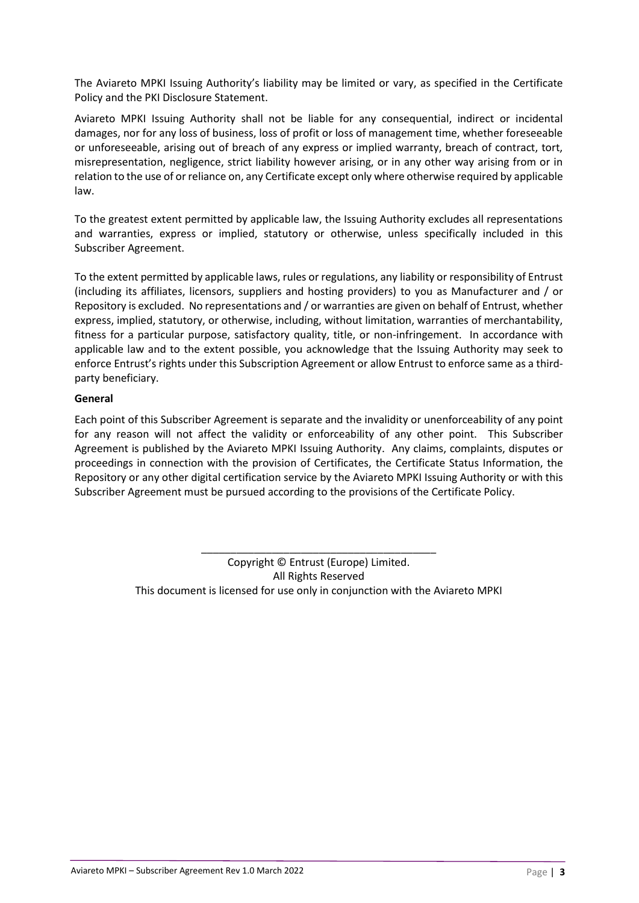The Aviareto MPKI Issuing Authority's liability may be limited or vary, as specified in the Certificate Policy and the PKI Disclosure Statement.

Aviareto MPKI Issuing Authority shall not be liable for any consequential, indirect or incidental damages, nor for any loss of business, loss of profit or loss of management time, whether foreseeable or unforeseeable, arising out of breach of any express or implied warranty, breach of contract, tort, misrepresentation, negligence, strict liability however arising, or in any other way arising from or in relation to the use of or reliance on, any Certificate except only where otherwise required by applicable law.

To the greatest extent permitted by applicable law, the Issuing Authority excludes all representations and warranties, express or implied, statutory or otherwise, unless specifically included in this Subscriber Agreement.

To the extent permitted by applicable laws, rules or regulations, any liability or responsibility of Entrust (including its affiliates, licensors, suppliers and hosting providers) to you as Manufacturer and / or Repository is excluded. No representations and / or warranties are given on behalf of Entrust, whether express, implied, statutory, or otherwise, including, without limitation, warranties of merchantability, fitness for a particular purpose, satisfactory quality, title, or non-infringement. In accordance with applicable law and to the extent possible, you acknowledge that the Issuing Authority may seek to enforce Entrust's rights under this Subscription Agreement or allow Entrust to enforce same as a third-party beneficiary.

**General**

Each point of this Subscriber Agreement is separate and the invalidity or unenforceability of any point for any reason will not affect the validity or enforceability of any other point. This Subscriber Agreement is published by the Aviareto MPKI Issuing Authority. Any claims, complaints, disputes or proceedings in connection with the provision of Certificates, the Certificate Status Information, the Repository or any other digital certification service by the Aviareto MPKI Issuing Authority or with this Subscriber Agreement must be pursued according to the provisions of the Certificate Policy.

---

Copyright © Entrust (Europe) Limited.
All Rights Reserved
This document is licensed for use only in conjunction with the Aviareto MPKI